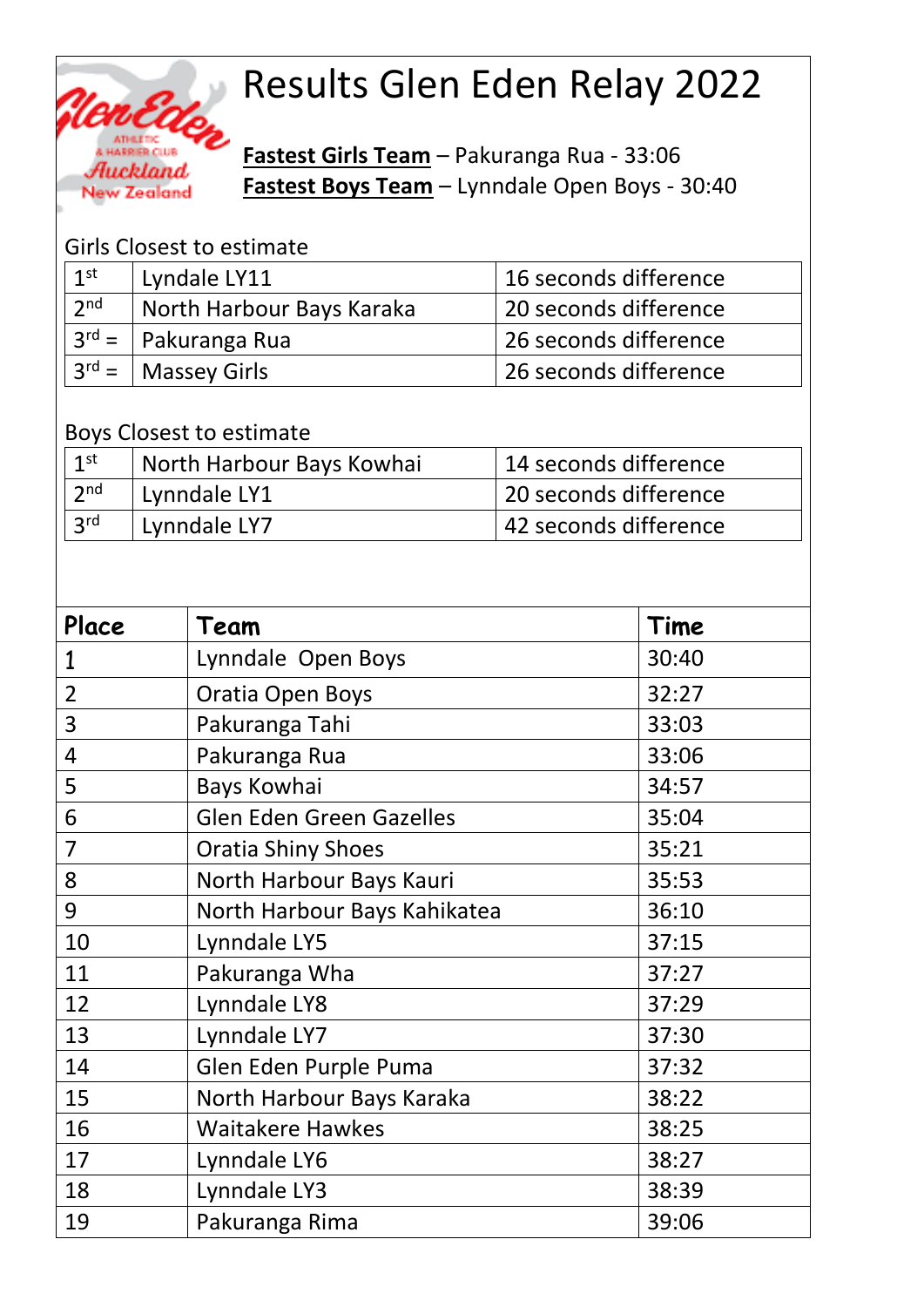# Results Glen Eden Relay 2022

**Fastest Girls Team** – Pakuranga Rua - 33:06
**Fastest Boys Team** – Lynndale Open Boys - 30:40

Girls Closest to estimate

| | | |
|---|---|---|
| 1st | Lyndale LY11 | 16 seconds difference |
| 2nd | North Harbour Bays Karaka | 20 seconds difference |
| 3rd = | Pakuranga Rua | 26 seconds difference |
| 3rd = | Massey Girls | 26 seconds difference |

Boys Closest to estimate

| | | |
|---|---|---|
| 1st | North Harbour Bays Kowhai | 14 seconds difference |
| 2nd | Lynndale LY1 | 20 seconds difference |
| 3rd | Lynndale LY7 | 42 seconds difference |

| Place | Team | Time |
|---|---|---|
| 1 | Lynndale Open Boys | 30:40 |
| 2 | Oratia Open Boys | 32:27 |
| 3 | Pakuranga Tahi | 33:03 |
| 4 | Pakuranga Rua | 33:06 |
| 5 | Bays Kowhai | 34:57 |
| 6 | Glen Eden Green Gazelles | 35:04 |
| 7 | Oratia Shiny Shoes | 35:21 |
| 8 | North Harbour Bays Kauri | 35:53 |
| 9 | North Harbour Bays Kahikatea | 36:10 |
| 10 | Lynndale LY5 | 37:15 |
| 11 | Pakuranga Wha | 37:27 |
| 12 | Lynndale LY8 | 37:29 |
| 13 | Lynndale LY7 | 37:30 |
| 14 | Glen Eden Purple Puma | 37:32 |
| 15 | North Harbour Bays Karaka | 38:22 |
| 16 | Waitakere Hawkes | 38:25 |
| 17 | Lynndale LY6 | 38:27 |
| 18 | Lynndale LY3 | 38:39 |
| 19 | Pakuranga Rima | 39:06 |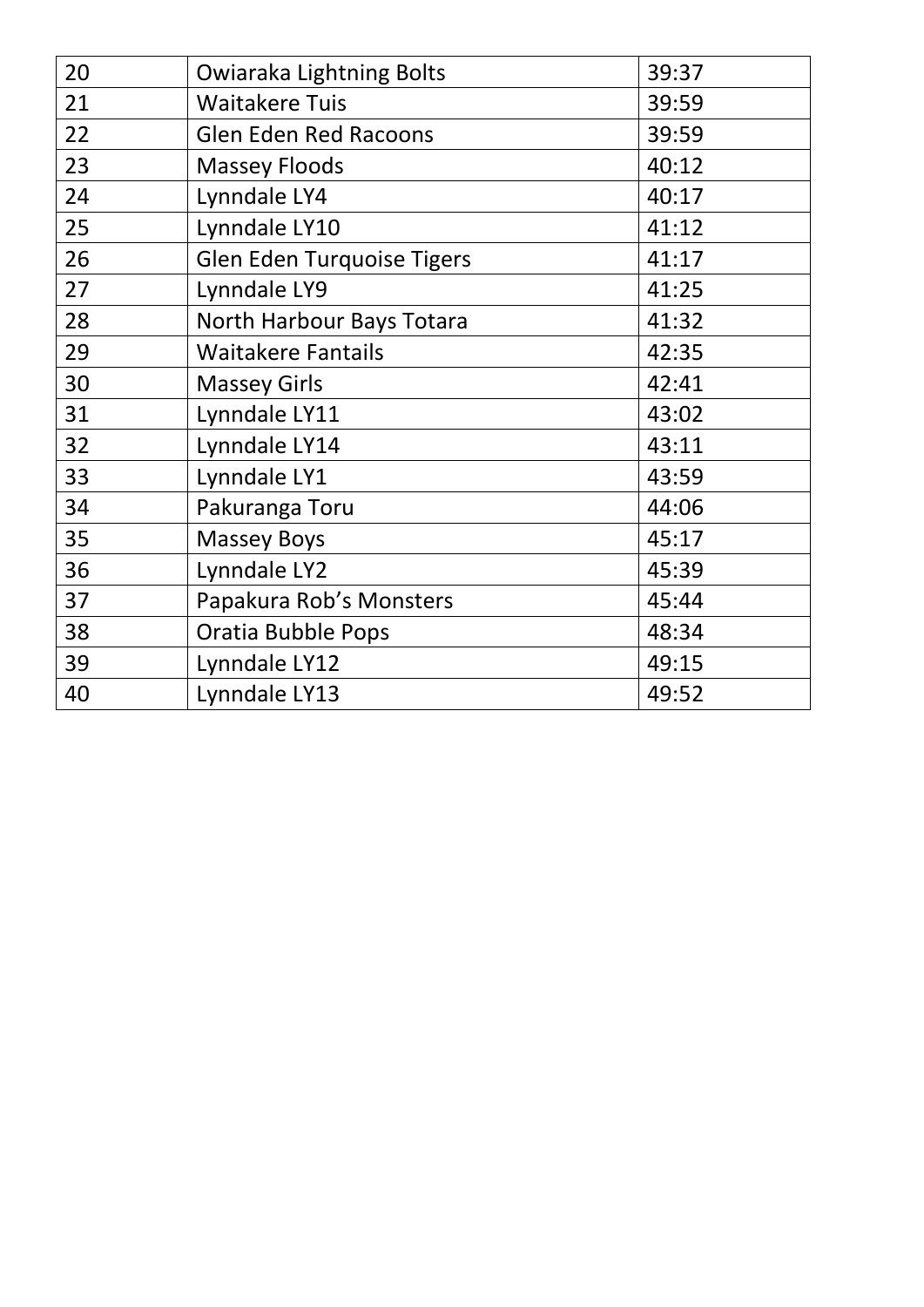| | | |
|---|---|---|
| 20 | Owiaraka Lightning Bolts | 39:37 |
| 21 | Waitakere Tuis | 39:59 |
| 22 | Glen Eden Red Racoons | 39:59 |
| 23 | Massey Floods | 40:12 |
| 24 | Lynndale LY4 | 40:17 |
| 25 | Lynndale LY10 | 41:12 |
| 26 | Glen Eden Turquoise Tigers | 41:17 |
| 27 | Lynndale LY9 | 41:25 |
| 28 | North Harbour Bays Totara | 41:32 |
| 29 | Waitakere Fantails | 42:35 |
| 30 | Massey Girls | 42:41 |
| 31 | Lynndale LY11 | 43:02 |
| 32 | Lynndale LY14 | 43:11 |
| 33 | Lynndale LY1 | 43:59 |
| 34 | Pakuranga Toru | 44:06 |
| 35 | Massey Boys | 45:17 |
| 36 | Lynndale LY2 | 45:39 |
| 37 | Papakura Rob's Monsters | 45:44 |
| 38 | Oratia Bubble Pops | 48:34 |
| 39 | Lynndale LY12 | 49:15 |
| 40 | Lynndale LY13 | 49:52 |